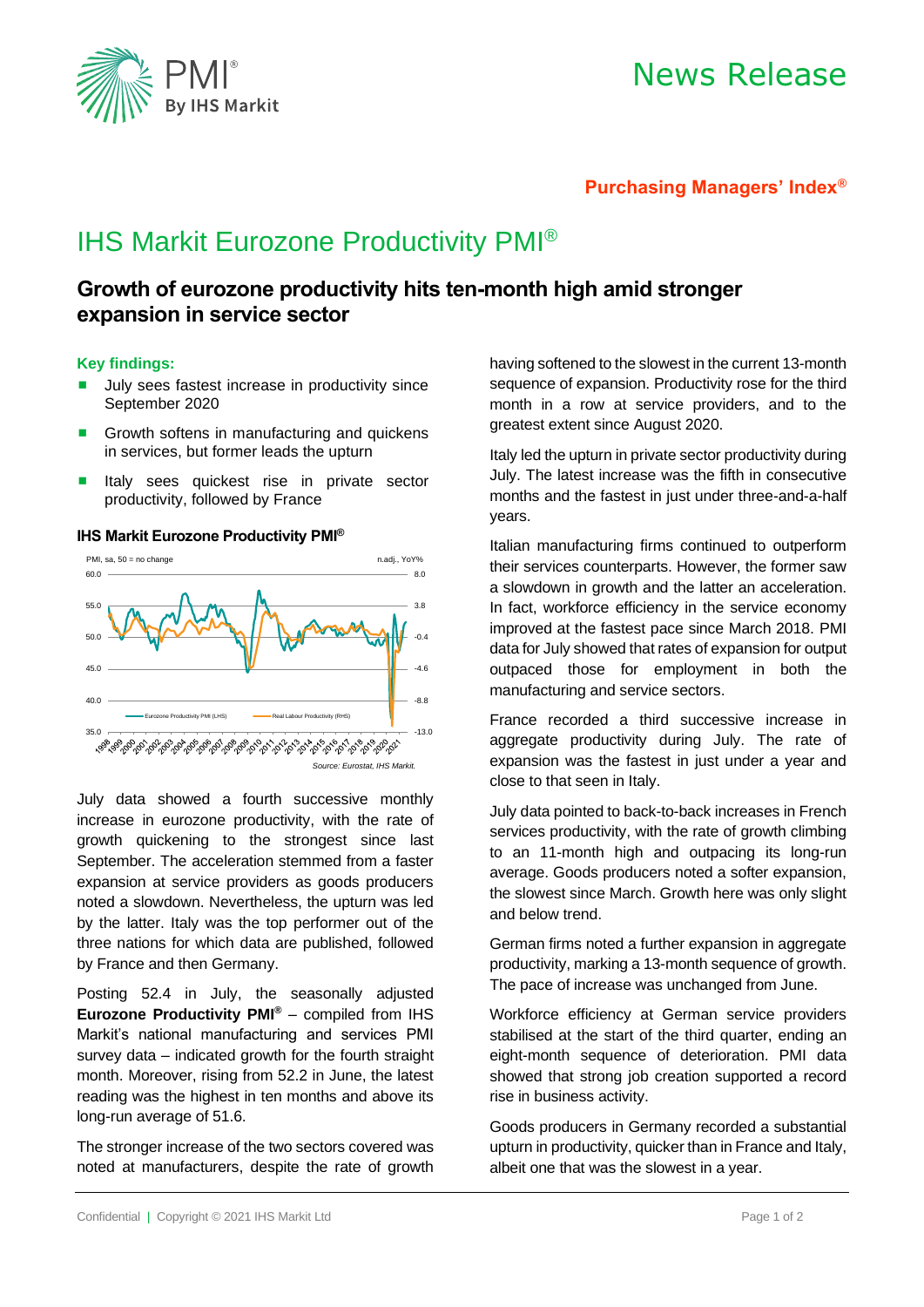# News Release

**Purchasing Managers' Index®**

# IHS Markit Eurozone Productivity PMI®

## Growth of eurozone productivity hits ten-month high amid stronger expansion in service sector

**Key findings:**

- July sees fastest increase in productivity since September 2020
- Growth softens in manufacturing and quickens in services, but former leads the upturn
- Italy sees quickest rise in private sector productivity, followed by France

**IHS Markit Eurozone Productivity PMI®**

*Source: Eurostat, IHS Markit.*

July data showed a fourth successive monthly increase in eurozone productivity, with the rate of growth quickening to the strongest since last September. The acceleration stemmed from a faster expansion at service providers as goods producers noted a slowdown. Nevertheless, the upturn was led by the latter. Italy was the top performer out of the three nations for which data are published, followed by France and then Germany.

Posting 52.4 in July, the seasonally adjusted **Eurozone Productivity PMI®** – compiled from IHS Markit's national manufacturing and services PMI survey data – indicated growth for the fourth straight month. Moreover, rising from 52.2 in June, the latest reading was the highest in ten months and above its long-run average of 51.6.

The stronger increase of the two sectors covered was noted at manufacturers, despite the rate of growth having softened to the slowest in the current 13-month sequence of expansion. Productivity rose for the third month in a row at service providers, and to the greatest extent since August 2020.

Italy led the upturn in private sector productivity during July. The latest increase was the fifth in consecutive months and the fastest in just under three-and-a-half years.

Italian manufacturing firms continued to outperform their services counterparts. However, the former saw a slowdown in growth and the latter an acceleration. In fact, workforce efficiency in the service economy improved at the fastest pace since March 2018. PMI data for July showed that rates of expansion for output outpaced those for employment in both the manufacturing and service sectors.

France recorded a third successive increase in aggregate productivity during July. The rate of expansion was the fastest in just under a year and close to that seen in Italy.

July data pointed to back-to-back increases in French services productivity, with the rate of growth climbing to an 11-month high and outpacing its long-run average. Goods producers noted a softer expansion, the slowest since March. Growth here was only slight and below trend.

German firms noted a further expansion in aggregate productivity, marking a 13-month sequence of growth. The pace of increase was unchanged from June.

Workforce efficiency at German service providers stabilised at the start of the third quarter, ending an eight-month sequence of deterioration. PMI data showed that strong job creation supported a record rise in business activity.

Goods producers in Germany recorded a substantial upturn in productivity, quicker than in France and Italy, albeit one that was the slowest in a year.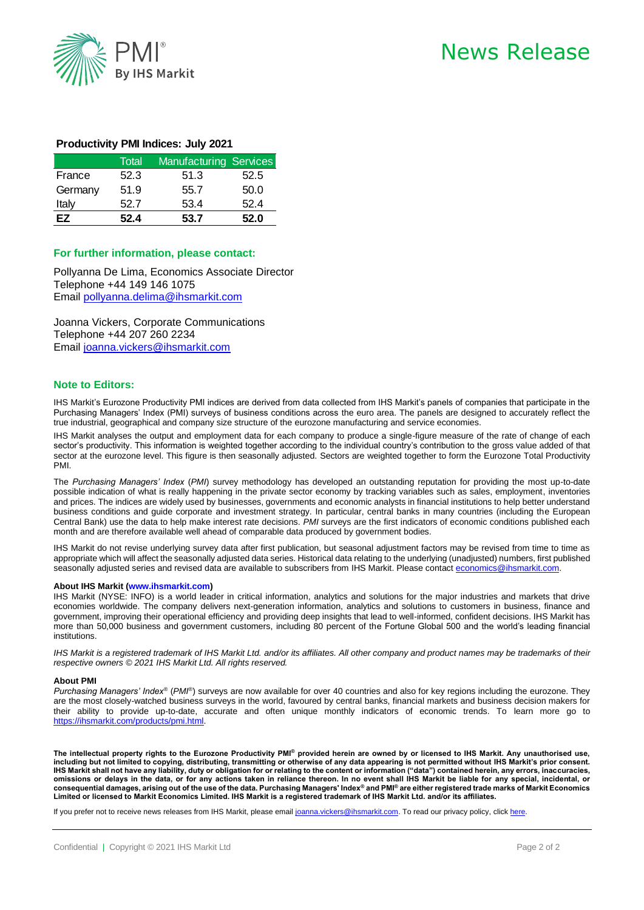### Productivity PMI Indices: July 2021

| | Total | Manufacturing | Services |
|---|---|---|---|
| France | 52.3 | 51.3 | 52.5 |
| Germany | 51.9 | 55.7 | 50.0 |
| Italy | 52.7 | 53.4 | 52.4 |
| **EZ** | **52.4** | **53.7** | **52.0** |

## For further information, please contact:

Pollyanna De Lima, Economics Associate Director
Telephone +44 149 146 1075
Email pollyanna.delima@ihsmarkit.com

Joanna Vickers, Corporate Communications
Telephone +44 207 260 2234
Email joanna.vickers@ihsmarkit.com

## Note to Editors:

IHS Markit's Eurozone Productivity PMI indices are derived from data collected from IHS Markit's panels of companies that participate in the Purchasing Managers' Index (PMI) surveys of business conditions across the euro area. The panels are designed to accurately reflect the true industrial, geographical and company size structure of the eurozone manufacturing and service economies.

IHS Markit analyses the output and employment data for each company to produce a single-figure measure of the rate of change of each sector's productivity. This information is weighted together according to the individual country's contribution to the gross value added of that sector at the eurozone level. This figure is then seasonally adjusted. Sectors are weighted together to form the Eurozone Total Productivity PMI.

The *Purchasing Managers' Index* (*PMI*) survey methodology has developed an outstanding reputation for providing the most up-to-date possible indication of what is really happening in the private sector economy by tracking variables such as sales, employment, inventories and prices. The indices are widely used by businesses, governments and economic analysts in financial institutions to help better understand business conditions and guide corporate and investment strategy. In particular, central banks in many countries (including the European Central Bank) use the data to help make interest rate decisions. *PMI* surveys are the first indicators of economic conditions published each month and are therefore available well ahead of comparable data produced by government bodies.

IHS Markit do not revise underlying survey data after first publication, but seasonal adjustment factors may be revised from time to time as appropriate which will affect the seasonally adjusted data series. Historical data relating to the underlying (unadjusted) numbers, first published seasonally adjusted series and revised data are available to subscribers from IHS Markit. Please contact economics@ihsmarkit.com.

**About IHS Markit (www.ihsmarkit.com)**

IHS Markit (NYSE: INFO) is a world leader in critical information, analytics and solutions for the major industries and markets that drive economies worldwide. The company delivers next-generation information, analytics and solutions to customers in business, finance and government, improving their operational efficiency and providing deep insights that lead to well-informed, confident decisions. IHS Markit has more than 50,000 business and government customers, including 80 percent of the Fortune Global 500 and the world's leading financial institutions.

*IHS Markit is a registered trademark of IHS Markit Ltd. and/or its affiliates. All other company and product names may be trademarks of their respective owners © 2021 IHS Markit Ltd. All rights reserved.*

**About PMI**

*Purchasing Managers' Index*® (*PMI*®) surveys are now available for over 40 countries and also for key regions including the eurozone. They are the most closely-watched business surveys in the world, favoured by central banks, financial markets and business decision makers for their ability to provide up-to-date, accurate and often unique monthly indicators of economic trends. To learn more go to https://ihsmarkit.com/products/pmi.html.

**The intellectual property rights to the Eurozone Productivity PMI® provided herein are owned by or licensed to IHS Markit. Any unauthorised use, including but not limited to copying, distributing, transmitting or otherwise of any data appearing is not permitted without IHS Markit's prior consent. IHS Markit shall not have any liability, duty or obligation for or relating to the content or information ("data") contained herein, any errors, inaccuracies, omissions or delays in the data, or for any actions taken in reliance thereon. In no event shall IHS Markit be liable for any special, incidental, or consequential damages, arising out of the use of the data. Purchasing Managers' Index® and PMI® are either registered trade marks of Markit Economics Limited or licensed to Markit Economics Limited. IHS Markit is a registered trademark of IHS Markit Ltd. and/or its affiliates.**

If you prefer not to receive news releases from IHS Markit, please email joanna.vickers@ihsmarkit.com. To read our privacy policy, click here.